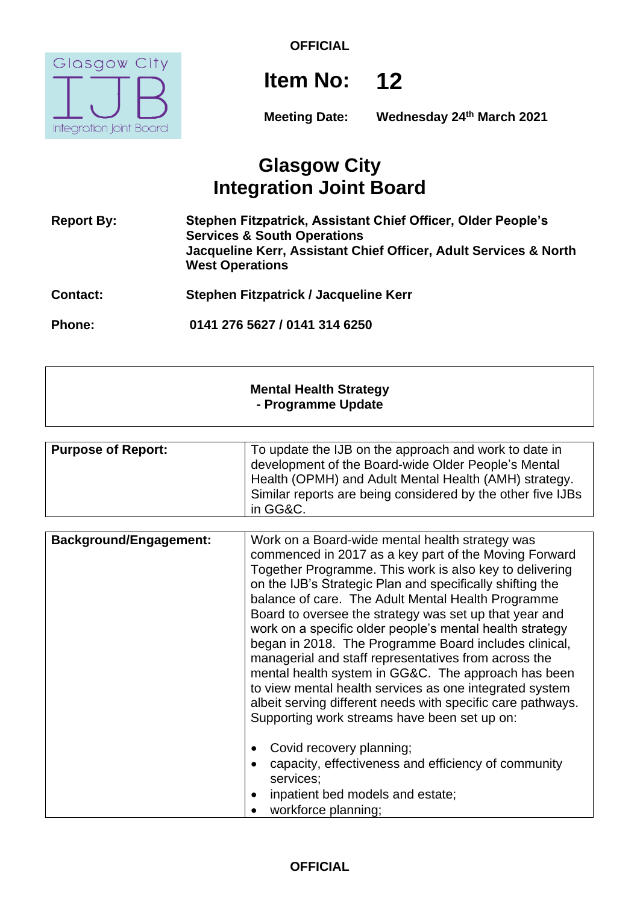OFFICIAL

# Item No: 12

**Meeting Date:** Wednesday 24th March 2021

# Glasgow City Integration Joint Board

| | |
|---|---|
| **Report By:** | **Stephen Fitzpatrick, Assistant Chief Officer, Older People's Services & South Operations**<br>**Jacqueline Kerr, Assistant Chief Officer, Adult Services & North West Operations** |
| **Contact:** | **Stephen Fitzpatrick / Jacqueline Kerr** |
| **Phone:** | **0141 276 5627 / 0141 314 6250** |

## Mental Health Strategy - Programme Update

| | |
|---|---|
| **Purpose of Report:** | To update the IJB on the approach and work to date in development of the Board-wide Older People's Mental Health (OPMH) and Adult Mental Health (AMH) strategy. Similar reports are being considered by the other five IJBs in GG&C. |

| | |
|---|---|
| **Background/Engagement:** | Work on a Board-wide mental health strategy was commenced in 2017 as a key part of the Moving Forward Together Programme. This work is also key to delivering on the IJB's Strategic Plan and specifically shifting the balance of care. The Adult Mental Health Programme Board to oversee the strategy was set up that year and work on a specific older people's mental health strategy began in 2018. The Programme Board includes clinical, managerial and staff representatives from across the mental health system in GG&C. The approach has been to view mental health services as one integrated system albeit serving different needs with specific care pathways. Supporting work streams have been set up on:<br><br>• Covid recovery planning;<br>• capacity, effectiveness and efficiency of community services;<br>• inpatient bed models and estate;<br>• workforce planning; |

OFFICIAL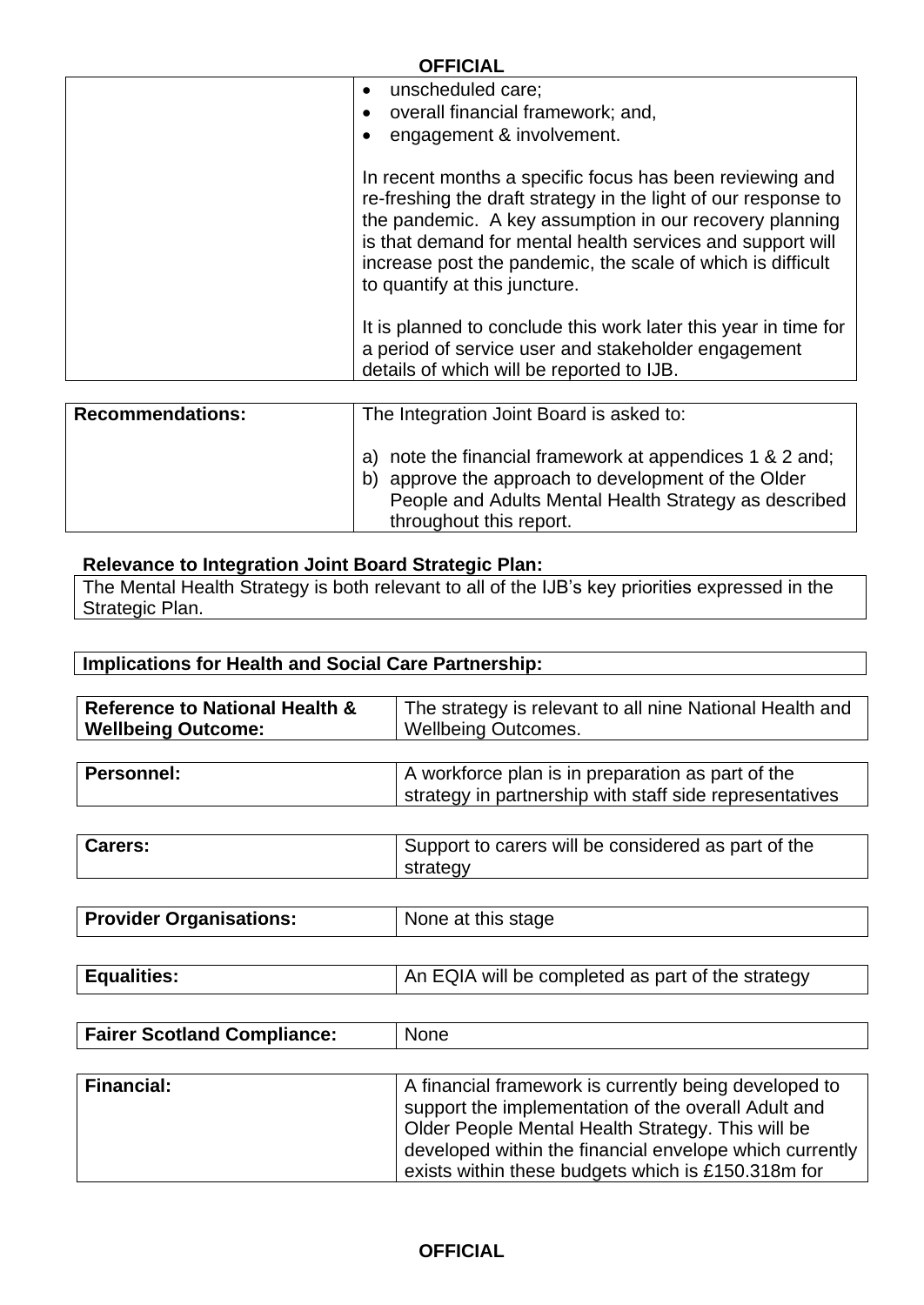| | |
|---|---|
| | • unscheduled care;<br>• overall financial framework; and,<br>• engagement & involvement.<br><br>In recent months a specific focus has been reviewing and re-freshing the draft strategy in the light of our response to the pandemic. A key assumption in our recovery planning is that demand for mental health services and support will increase post the pandemic, the scale of which is difficult to quantify at this juncture.<br><br>It is planned to conclude this work later this year in time for a period of service user and stakeholder engagement details of which will be reported to IJB. |

| | |
|---|---|
| **Recommendations:** | The Integration Joint Board is asked to:<br><br>a) note the financial framework at appendices 1 & 2 and;<br>b) approve the approach to development of the Older People and Adults Mental Health Strategy as described throughout this report. |

**Relevance to Integration Joint Board Strategic Plan:**

The Mental Health Strategy is both relevant to all of the IJB's key priorities expressed in the Strategic Plan.

**Implications for Health and Social Care Partnership:**

| | |
|---|---|
| **Reference to National Health & Wellbeing Outcome:** | The strategy is relevant to all nine National Health and Wellbeing Outcomes. |

| | |
|---|---|
| **Personnel:** | A workforce plan is in preparation as part of the strategy in partnership with staff side representatives |

| | |
|---|---|
| **Carers:** | Support to carers will be considered as part of the strategy |

| | |
|---|---|
| **Provider Organisations:** | None at this stage |

| | |
|---|---|
| **Equalities:** | An EQIA will be completed as part of the strategy |

| | |
|---|---|
| **Fairer Scotland Compliance:** | None |

| | |
|---|---|
| **Financial:** | A financial framework is currently being developed to support the implementation of the overall Adult and Older People Mental Health Strategy. This will be developed within the financial envelope which currently exists within these budgets which is £150.318m for |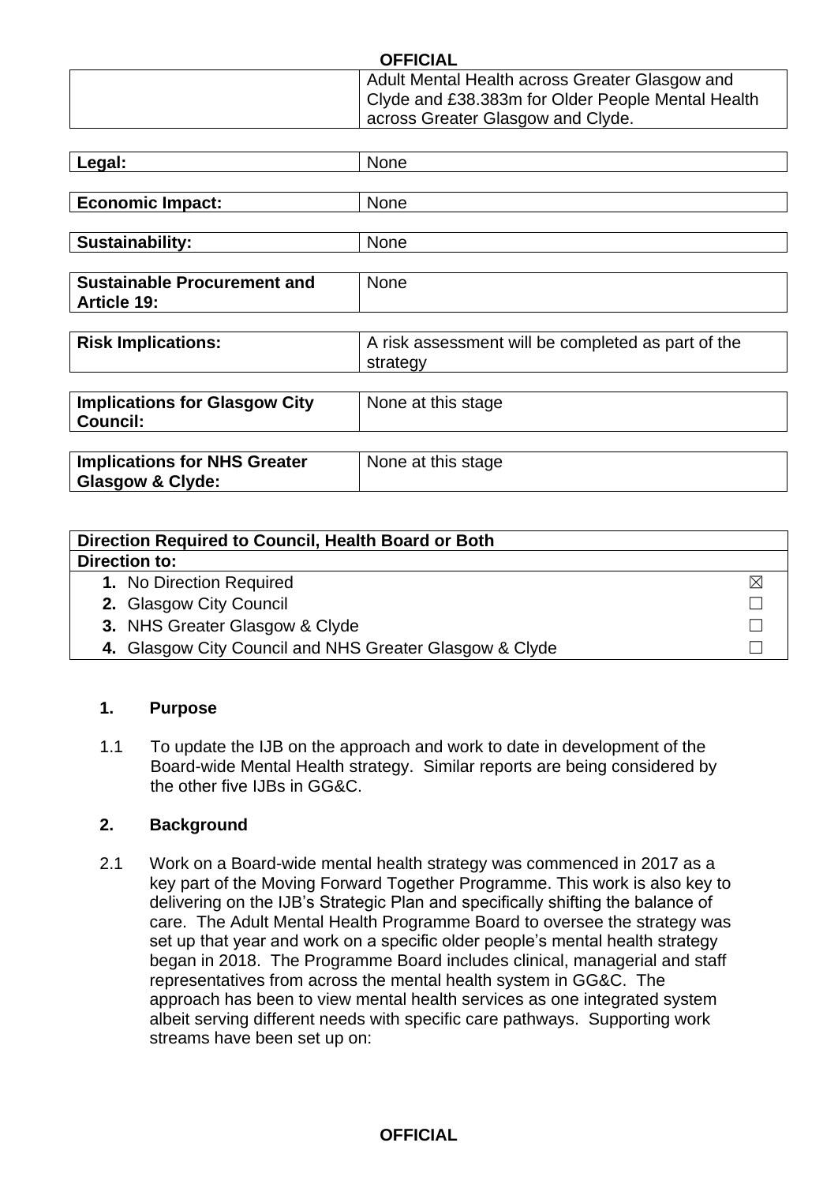| | |
|---|---|
| | Adult Mental Health across Greater Glasgow and Clyde and £38.383m for Older People Mental Health across Greater Glasgow and Clyde. |

| | |
|---|---|
| **Legal:** | None |

| | |
|---|---|
| **Economic Impact:** | None |

| | |
|---|---|
| **Sustainability:** | None |

| | |
|---|---|
| **Sustainable Procurement and Article 19:** | None |

| | |
|---|---|
| **Risk Implications:** | A risk assessment will be completed as part of the strategy |

| | |
|---|---|
| **Implications for Glasgow City Council:** | None at this stage |

| | |
|---|---|
| **Implications for NHS Greater Glasgow & Clyde:** | None at this stage |

| **Direction Required to Council, Health Board or Both** | |
|---|---|
| **Direction to:** | |
| **1.** No Direction Required | ☒ |
| **2.** Glasgow City Council | ☐ |
| **3.** NHS Greater Glasgow & Clyde | ☐ |
| **4.** Glasgow City Council and NHS Greater Glasgow & Clyde | ☐ |

## 1. Purpose

1.1 To update the IJB on the approach and work to date in development of the Board-wide Mental Health strategy. Similar reports are being considered by the other five IJBs in GG&C.

## 2. Background

2.1 Work on a Board-wide mental health strategy was commenced in 2017 as a key part of the Moving Forward Together Programme. This work is also key to delivering on the IJB's Strategic Plan and specifically shifting the balance of care. The Adult Mental Health Programme Board to oversee the strategy was set up that year and work on a specific older people's mental health strategy began in 2018. The Programme Board includes clinical, managerial and staff representatives from across the mental health system in GG&C. The approach has been to view mental health services as one integrated system albeit serving different needs with specific care pathways. Supporting work streams have been set up on: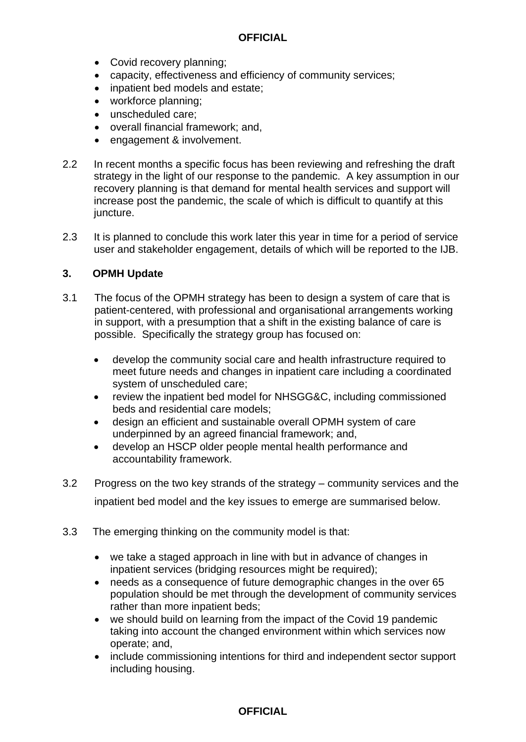- Covid recovery planning;
- capacity, effectiveness and efficiency of community services;
- inpatient bed models and estate;
- workforce planning;
- unscheduled care;
- overall financial framework; and,
- engagement & involvement.

2.2 In recent months a specific focus has been reviewing and refreshing the draft strategy in the light of our response to the pandemic. A key assumption in our recovery planning is that demand for mental health services and support will increase post the pandemic, the scale of which is difficult to quantify at this juncture.

2.3 It is planned to conclude this work later this year in time for a period of service user and stakeholder engagement, details of which will be reported to the IJB.

## 3. OPMH Update

3.1 The focus of the OPMH strategy has been to design a system of care that is patient-centered, with professional and organisational arrangements working in support, with a presumption that a shift in the existing balance of care is possible. Specifically the strategy group has focused on:

- develop the community social care and health infrastructure required to meet future needs and changes in inpatient care including a coordinated system of unscheduled care;
- review the inpatient bed model for NHSGG&C, including commissioned beds and residential care models;
- design an efficient and sustainable overall OPMH system of care underpinned by an agreed financial framework; and,
- develop an HSCP older people mental health performance and accountability framework.

3.2 Progress on the two key strands of the strategy – community services and the inpatient bed model and the key issues to emerge are summarised below.

3.3 The emerging thinking on the community model is that:

- we take a staged approach in line with but in advance of changes in inpatient services (bridging resources might be required);
- needs as a consequence of future demographic changes in the over 65 population should be met through the development of community services rather than more inpatient beds;
- we should build on learning from the impact of the Covid 19 pandemic taking into account the changed environment within which services now operate; and,
- include commissioning intentions for third and independent sector support including housing.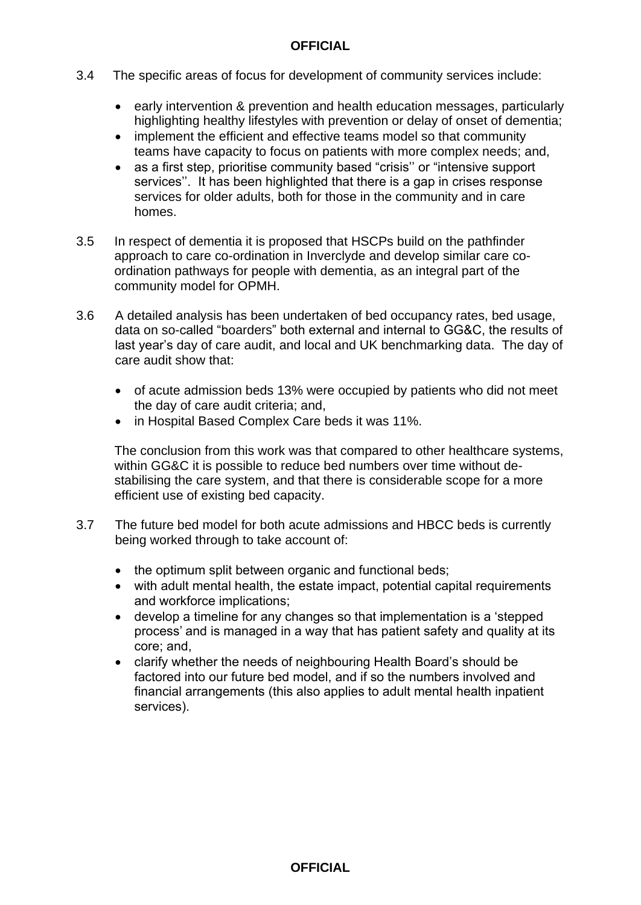3.4 The specific areas of focus for development of community services include:

- early intervention & prevention and health education messages, particularly highlighting healthy lifestyles with prevention or delay of onset of dementia;
- implement the efficient and effective teams model so that community teams have capacity to focus on patients with more complex needs; and,
- as a first step, prioritise community based "crisis'' or "intensive support services''. It has been highlighted that there is a gap in crises response services for older adults, both for those in the community and in care homes.

3.5 In respect of dementia it is proposed that HSCPs build on the pathfinder approach to care co-ordination in Inverclyde and develop similar care co-ordination pathways for people with dementia, as an integral part of the community model for OPMH.

3.6 A detailed analysis has been undertaken of bed occupancy rates, bed usage, data on so-called "boarders" both external and internal to GG&C, the results of last year's day of care audit, and local and UK benchmarking data. The day of care audit show that:

- of acute admission beds 13% were occupied by patients who did not meet the day of care audit criteria; and,
- in Hospital Based Complex Care beds it was 11%.

The conclusion from this work was that compared to other healthcare systems, within GG&C it is possible to reduce bed numbers over time without de-stabilising the care system, and that there is considerable scope for a more efficient use of existing bed capacity.

3.7 The future bed model for both acute admissions and HBCC beds is currently being worked through to take account of:

- the optimum split between organic and functional beds;
- with adult mental health, the estate impact, potential capital requirements and workforce implications;
- develop a timeline for any changes so that implementation is a 'stepped process' and is managed in a way that has patient safety and quality at its core; and,
- clarify whether the needs of neighbouring Health Board's should be factored into our future bed model, and if so the numbers involved and financial arrangements (this also applies to adult mental health inpatient services).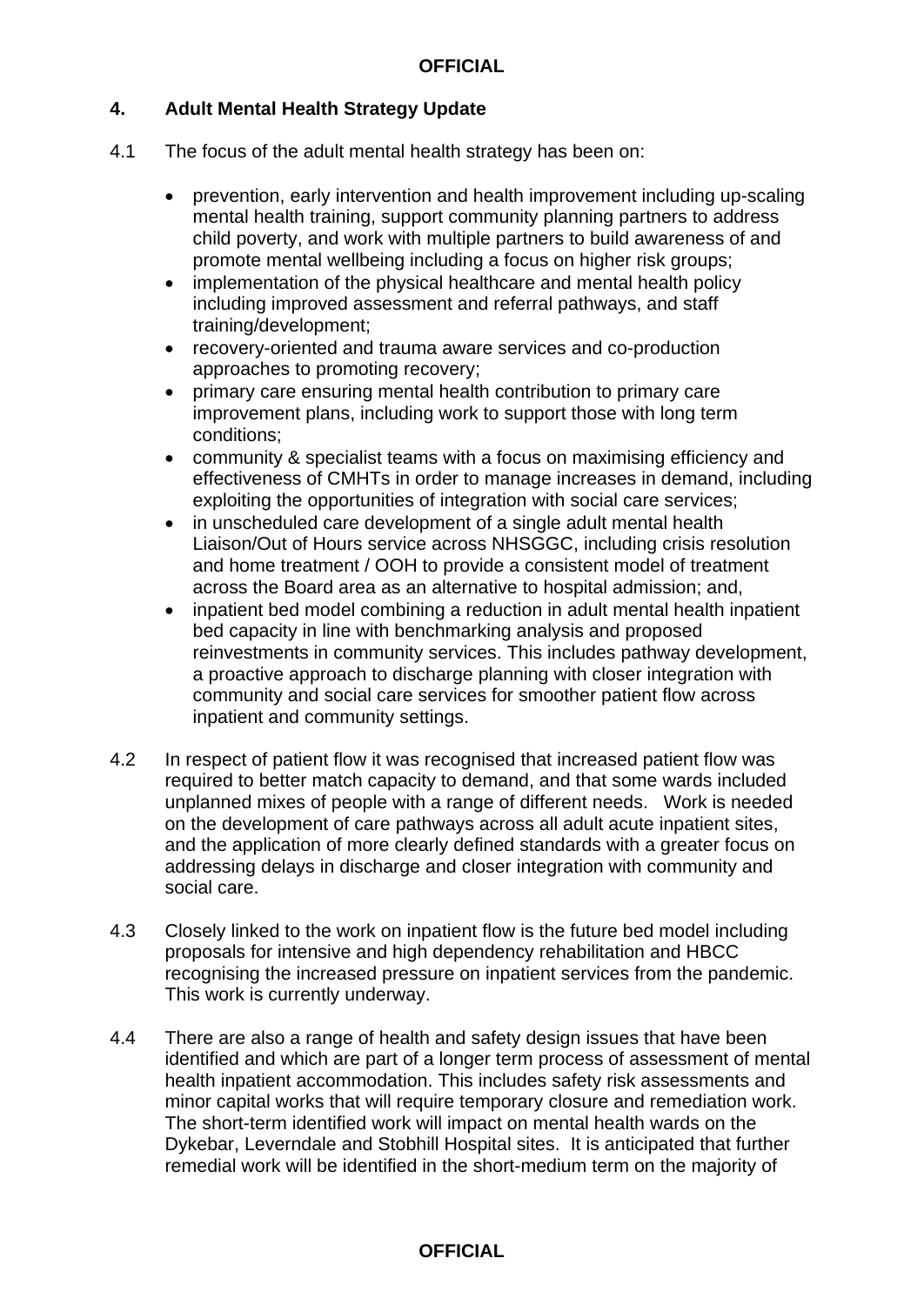## 4. Adult Mental Health Strategy Update

4.1 The focus of the adult mental health strategy has been on:

- prevention, early intervention and health improvement including up-scaling mental health training, support community planning partners to address child poverty, and work with multiple partners to build awareness of and promote mental wellbeing including a focus on higher risk groups;
- implementation of the physical healthcare and mental health policy including improved assessment and referral pathways, and staff training/development;
- recovery-oriented and trauma aware services and co-production approaches to promoting recovery;
- primary care ensuring mental health contribution to primary care improvement plans, including work to support those with long term conditions;
- community & specialist teams with a focus on maximising efficiency and effectiveness of CMHTs in order to manage increases in demand, including exploiting the opportunities of integration with social care services;
- in unscheduled care development of a single adult mental health Liaison/Out of Hours service across NHSGGC, including crisis resolution and home treatment / OOH to provide a consistent model of treatment across the Board area as an alternative to hospital admission; and,
- inpatient bed model combining a reduction in adult mental health inpatient bed capacity in line with benchmarking analysis and proposed reinvestments in community services. This includes pathway development, a proactive approach to discharge planning with closer integration with community and social care services for smoother patient flow across inpatient and community settings.

4.2 In respect of patient flow it was recognised that increased patient flow was required to better match capacity to demand, and that some wards included unplanned mixes of people with a range of different needs. Work is needed on the development of care pathways across all adult acute inpatient sites, and the application of more clearly defined standards with a greater focus on addressing delays in discharge and closer integration with community and social care.

4.3 Closely linked to the work on inpatient flow is the future bed model including proposals for intensive and high dependency rehabilitation and HBCC recognising the increased pressure on inpatient services from the pandemic. This work is currently underway.

4.4 There are also a range of health and safety design issues that have been identified and which are part of a longer term process of assessment of mental health inpatient accommodation. This includes safety risk assessments and minor capital works that will require temporary closure and remediation work. The short-term identified work will impact on mental health wards on the Dykebar, Leverndale and Stobhill Hospital sites. It is anticipated that further remedial work will be identified in the short-medium term on the majority of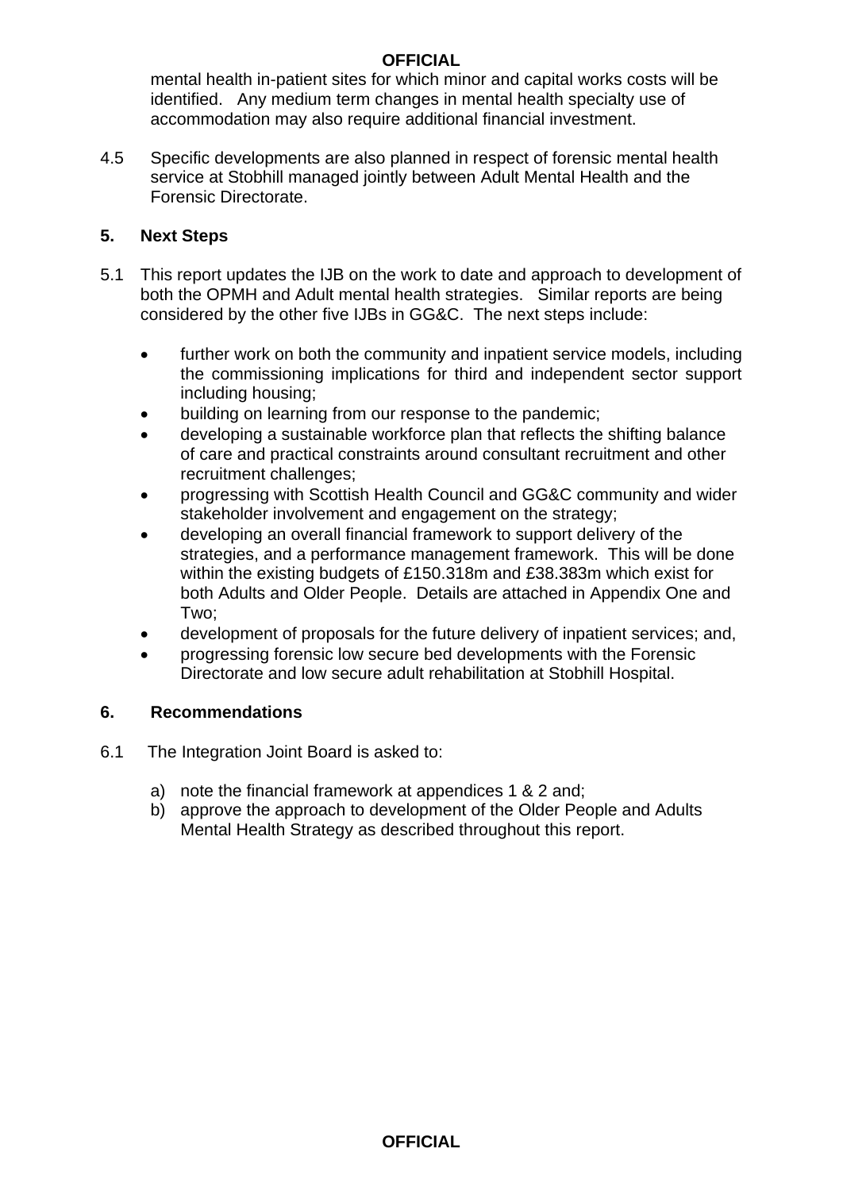mental health in-patient sites for which minor and capital works costs will be identified. Any medium term changes in mental health specialty use of accommodation may also require additional financial investment.

4.5 Specific developments are also planned in respect of forensic mental health service at Stobhill managed jointly between Adult Mental Health and the Forensic Directorate.

## 5. Next Steps

5.1 This report updates the IJB on the work to date and approach to development of both the OPMH and Adult mental health strategies. Similar reports are being considered by the other five IJBs in GG&C. The next steps include:

- further work on both the community and inpatient service models, including the commissioning implications for third and independent sector support including housing;
- building on learning from our response to the pandemic;
- developing a sustainable workforce plan that reflects the shifting balance of care and practical constraints around consultant recruitment and other recruitment challenges;
- progressing with Scottish Health Council and GG&C community and wider stakeholder involvement and engagement on the strategy;
- developing an overall financial framework to support delivery of the strategies, and a performance management framework. This will be done within the existing budgets of £150.318m and £38.383m which exist for both Adults and Older People. Details are attached in Appendix One and Two;
- development of proposals for the future delivery of inpatient services; and,
- progressing forensic low secure bed developments with the Forensic Directorate and low secure adult rehabilitation at Stobhill Hospital.

## 6. Recommendations

6.1 The Integration Joint Board is asked to:

a) note the financial framework at appendices 1 & 2 and;
b) approve the approach to development of the Older People and Adults Mental Health Strategy as described throughout this report.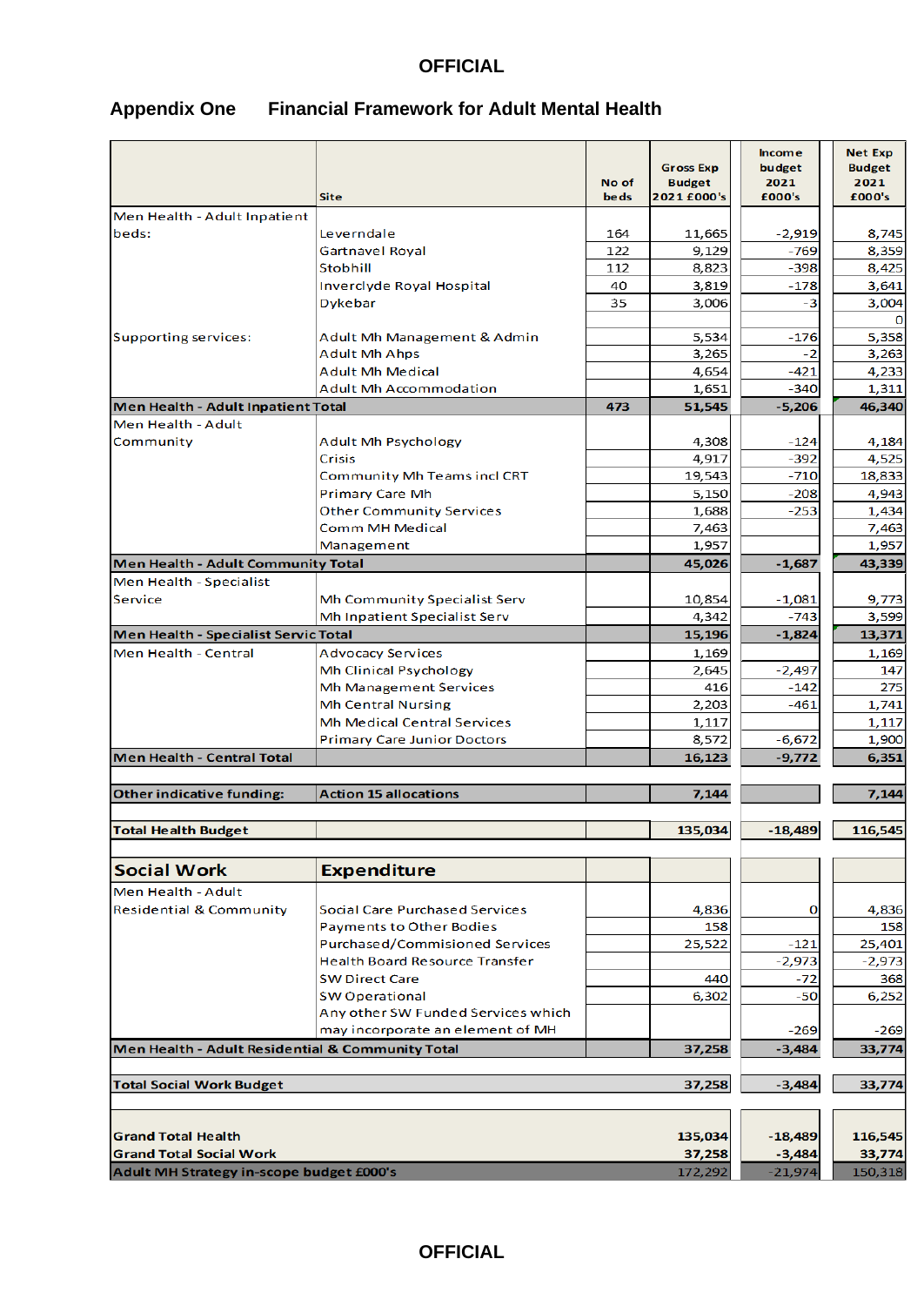## Appendix One Financial Framework for Adult Mental Health

| | Site | No of beds | Gross Exp Budget 2021 £000's | Income budget 2021 £000's | Net Exp Budget 2021 £000's |
|---|---|---|---|---|---|
| Men Health - Adult Inpatient beds: | Leverndale | 164 | 11,665 | -2,919 | 8,745 |
| | Gartnavel Royal | 122 | 9,129 | -769 | 8,359 |
| | Stobhill | 112 | 8,823 | -398 | 8,425 |
| | Inverclyde Royal Hospital | 40 | 3,819 | -178 | 3,641 |
| | Dykebar | 35 | 3,006 | -3 | 3,004 |
| | | | | | 0 |
| Supporting services: | Adult Mh Management & Admin | | 5,534 | -176 | 5,358 |
| | Adult Mh Ahps | | 3,265 | -2 | 3,263 |
| | Adult Mh Medical | | 4,654 | -421 | 4,233 |
| | Adult Mh Accommodation | | 1,651 | -340 | 1,311 |
| **Men Health - Adult Inpatient Total** | | **473** | **51,545** | **-5,206** | **46,340** |
| Men Health - Adult Community | Adult Mh Psychology | | 4,308 | -124 | 4,184 |
| | Crisis | | 4,917 | -392 | 4,525 |
| | Community Mh Teams incl CRT | | 19,543 | -710 | 18,833 |
| | Primary Care Mh | | 5,150 | -208 | 4,943 |
| | Other Community Services | | 1,688 | -253 | 1,434 |
| | Comm MH Medical | | 7,463 | | 7,463 |
| | Management | | 1,957 | | 1,957 |
| **Men Health - Adult Community Total** | | | **45,026** | **-1,687** | **43,339** |
| Men Health - Specialist Service | Mh Community Specialist Serv | | 10,854 | -1,081 | 9,773 |
| | Mh Inpatient Specialist Serv | | 4,342 | -743 | 3,599 |
| **Men Health - Specialist Servic Total** | | | **15,196** | **-1,824** | **13,371** |
| Men Health - Central | Advocacy Services | | 1,169 | | 1,169 |
| | Mh Clinical Psychology | | 2,645 | -2,497 | 147 |
| | Mh Management Services | | 416 | -142 | 275 |
| | Mh Central Nursing | | 2,203 | -461 | 1,741 |
| | Mh Medical Central Services | | 1,117 | | 1,117 |
| | Primary Care Junior Doctors | | 8,572 | -6,672 | 1,900 |
| **Men Health - Central Total** | | | **16,123** | **-9,772** | **6,351** |
| **Other indicative funding:** | **Action 15 allocations** | | **7,144** | | **7,144** |
| **Total Health Budget** | | | **135,034** | **-18,489** | **116,545** |
| **Social Work** | **Expenditure** | | | | |
| Men Health - Adult Residential & Community | Social Care Purchased Services | | 4,836 | 0 | 4,836 |
| | Payments to Other Bodies | | 158 | | 158 |
| | Purchased/Commisioned Services | | 25,522 | -121 | 25,401 |
| | Health Board Resource Transfer | | | -2,973 | -2,973 |
| | SW Direct Care | | 440 | -72 | 368 |
| | SW Operational | | 6,302 | -50 | 6,252 |
| | Any other SW Funded Services which may incorporate an element of MH | | | -269 | -269 |
| **Men Health - Adult Residential & Community Total** | | | **37,258** | **-3,484** | **33,774** |
| **Total Social Work Budget** | | | **37,258** | **-3,484** | **33,774** |
| **Grand Total Health** | | | **135,034** | **-18,489** | **116,545** |
| **Grand Total Social Work** | | | **37,258** | **-3,484** | **33,774** |
| **Adult MH Strategy in-scope budget £000's** | | | 172,292 | -21,974 | 150,318 |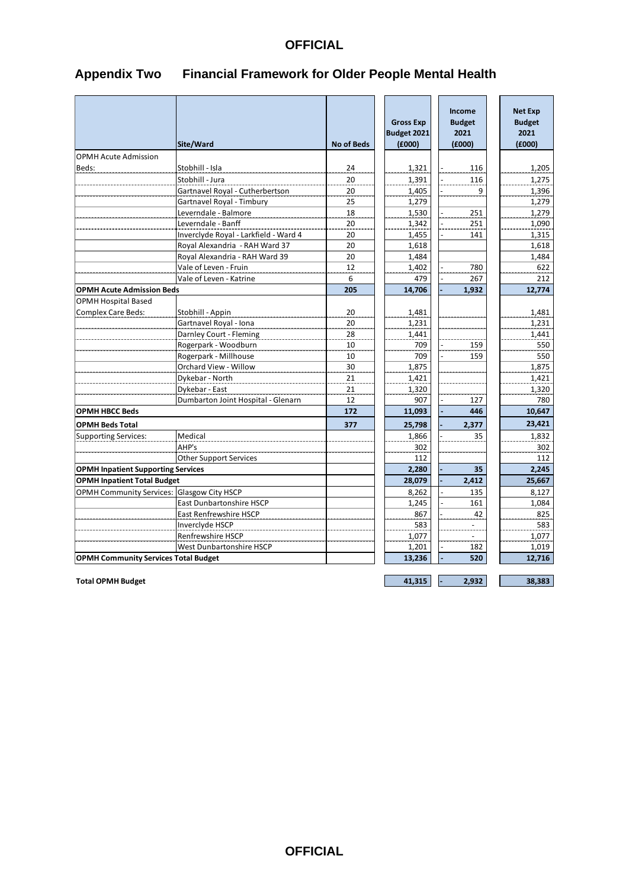## Appendix Two Financial Framework for Older People Mental Health

| | Site/Ward | No of Beds | Gross Exp Budget 2021 (£000) | Income Budget 2021 (£000) | Net Exp Budget 2021 (£000) |
|---|---|---|---|---|---|
| OPMH Acute Admission Beds: | Stobhill - Isla | 24 | 1,321 | - 116 | 1,205 |
| | Stobhill - Jura | 20 | 1,391 | - 116 | 1,275 |
| | Gartnavel Royal - Cutherbertson | 20 | 1,405 | - 9 | 1,396 |
| | Gartnavel Royal - Timbury | 25 | 1,279 | | 1,279 |
| | Leverndale - Balmore | 18 | 1,530 | - 251 | 1,279 |
| | Leverndale - Banff | 20 | 1,342 | - 251 | 1,090 |
| | Inverclyde Royal - Larkfield - Ward 4 | 20 | 1,455 | - 141 | 1,315 |
| | Royal Alexandria - RAH Ward 37 | 20 | 1,618 | | 1,618 |
| | Royal Alexandria - RAH Ward 39 | 20 | 1,484 | | 1,484 |
| | Vale of Leven - Fruin | 12 | 1,402 | - 780 | 622 |
| | Vale of Leven - Katrine | 6 | 479 | - 267 | 212 |
| **OPMH Acute Admission Beds** | | **205** | **14,706** | **- 1,932** | **12,774** |
| OPMH Hospital Based Complex Care Beds: | Stobhill - Appin | 20 | 1,481 | | 1,481 |
| | Gartnavel Royal - Iona | 20 | 1,231 | | 1,231 |
| | Darnley Court - Fleming | 28 | 1,441 | | 1,441 |
| | Rogerpark - Woodburn | 10 | 709 | - 159 | 550 |
| | Rogerpark - Millhouse | 10 | 709 | - 159 | 550 |
| | Orchard View - Willow | 30 | 1,875 | | 1,875 |
| | Dykebar - North | 21 | 1,421 | | 1,421 |
| | Dykebar - East | 21 | 1,320 | | 1,320 |
| | Dumbarton Joint Hospital - Glenarn | 12 | 907 | - 127 | 780 |
| **OPMH HBCC Beds** | | **172** | **11,093** | **- 446** | **10,647** |
| **OPMH Beds Total** | | **377** | **25,798** | **- 2,377** | **23,421** |
| Supporting Services: | Medical | | 1,866 | - 35 | 1,832 |
| | AHP's | | 302 | | 302 |
| | Other Support Services | | 112 | | 112 |
| **OPMH Inpatient Supporting Services** | | | **2,280** | **- 35** | **2,245** |
| **OPMH Inpatient Total Budget** | | | **28,079** | **- 2,412** | **25,667** |
| OPMH Community Services: | Glasgow City HSCP | | 8,262 | - 135 | 8,127 |
| | East Dunbartonshire HSCP | | 1,245 | - 161 | 1,084 |
| | East Renfrewshire HSCP | | 867 | - 42 | 825 |
| | Inverclyde HSCP | | 583 | - | 583 |
| | Renfrewshire HSCP | | 1,077 | - | 1,077 |
| | West Dunbartonshire HSCP | | 1,201 | - 182 | 1,019 |
| **OPMH Community Services Total Budget** | | | **13,236** | **- 520** | **12,716** |
| **Total OPMH Budget** | | | **41,315** | **- 2,932** | **38,383** |